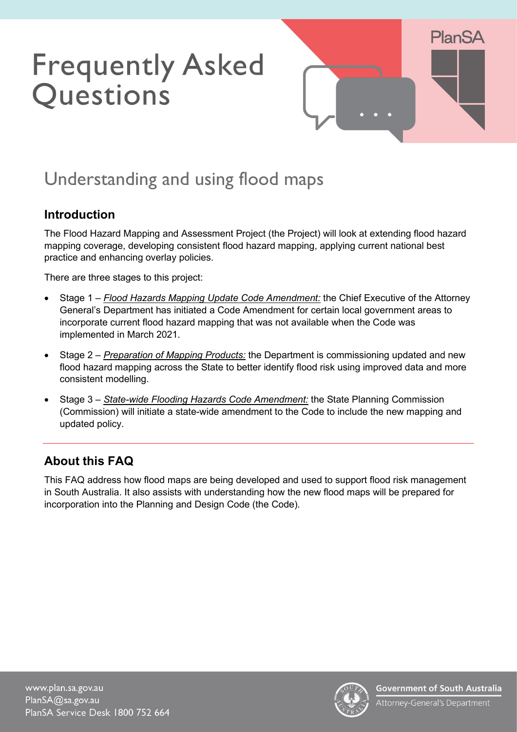# Frequently Asked Questions

## Understanding and using flood maps

### Introduction

The Flood Hazard Mapping and Assessment Project (the Project) will look at extending flood hazard mapping coverage, developing consistent flood hazard mapping, applying current national best practice and enhancing overlay policies.

There are three stages to this project:

- Stage 1 – *Flood Hazards Mapping Update Code Amendment:* the Chief Executive of the Attorney General's Department has initiated a Code Amendment for certain local government areas to incorporate current flood hazard mapping that was not available when the Code was implemented in March 2021.
- Stage 2 – *Preparation of Mapping Products:* the Department is commissioning updated and new flood hazard mapping across the State to better identify flood risk using improved data and more consistent modelling.
- Stage 3 – *State-wide Flooding Hazards Code Amendment:* the State Planning Commission (Commission) will initiate a state-wide amendment to the Code to include the new mapping and updated policy.

### About this FAQ

This FAQ address how flood maps are being developed and used to support flood risk management in South Australia. It also assists with understanding how the new flood maps will be prepared for incorporation into the Planning and Design Code (the Code).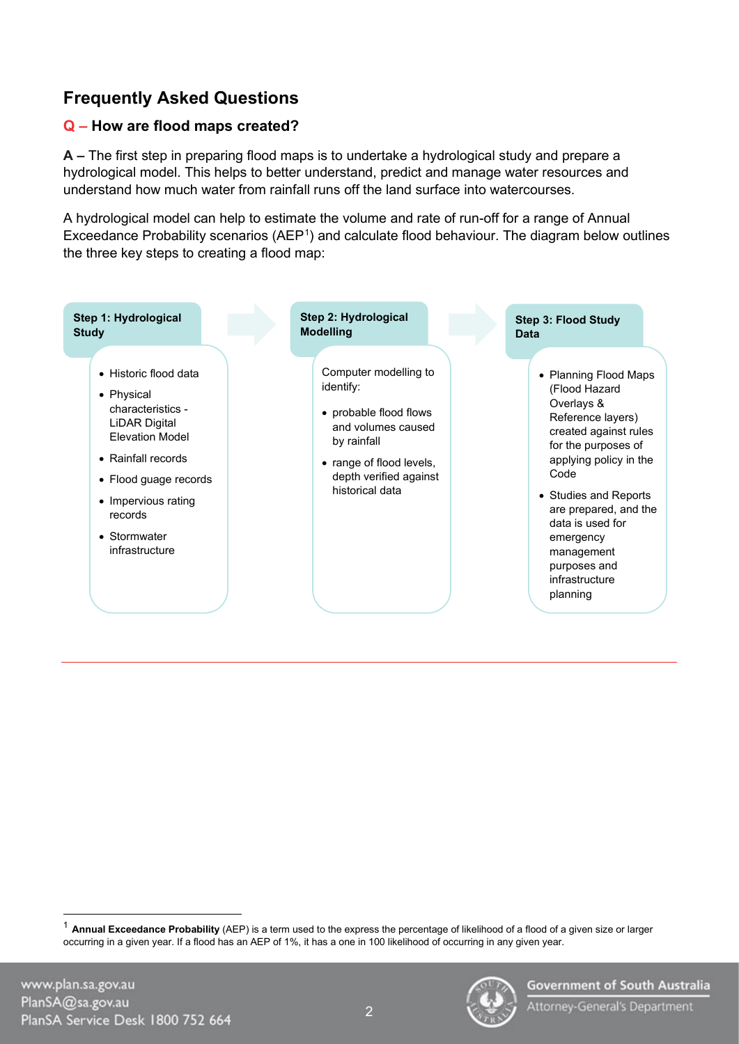## Frequently Asked Questions

### Q – How are flood maps created?

**A –** The first step in preparing flood maps is to undertake a hydrological study and prepare a hydrological model. This helps to better understand, predict and manage water resources and understand how much water from rainfall runs off the land surface into watercourses.

A hydrological model can help to estimate the volume and rate of run-off for a range of Annual Exceedance Probability scenarios (AEP[1]) and calculate flood behaviour. The diagram below outlines the three key steps to creating a flood map:

**Step 1: Hydrological Study**

- Historic flood data
- Physical characteristics - LiDAR Digital Elevation Model
- Rainfall records
- Flood guage records
- Impervious rating records
- Stormwater infrastructure

**Step 2: Hydrological Modelling**

Computer modelling to identify:

- probable flood flows and volumes caused by rainfall
- range of flood levels, depth verified against historical data

**Step 3: Flood Study Data**

- Planning Flood Maps (Flood Hazard Overlays & Reference layers) created against rules for the purposes of applying policy in the Code
- Studies and Reports are prepared, and the data is used for emergency management purposes and infrastructure planning

---

[1] **Annual Exceedance Probability** (AEP) is a term used to the express the percentage of likelihood of a flood of a given size or larger occurring in a given year. If a flood has an AEP of 1%, it has a one in 100 likelihood of occurring in any given year.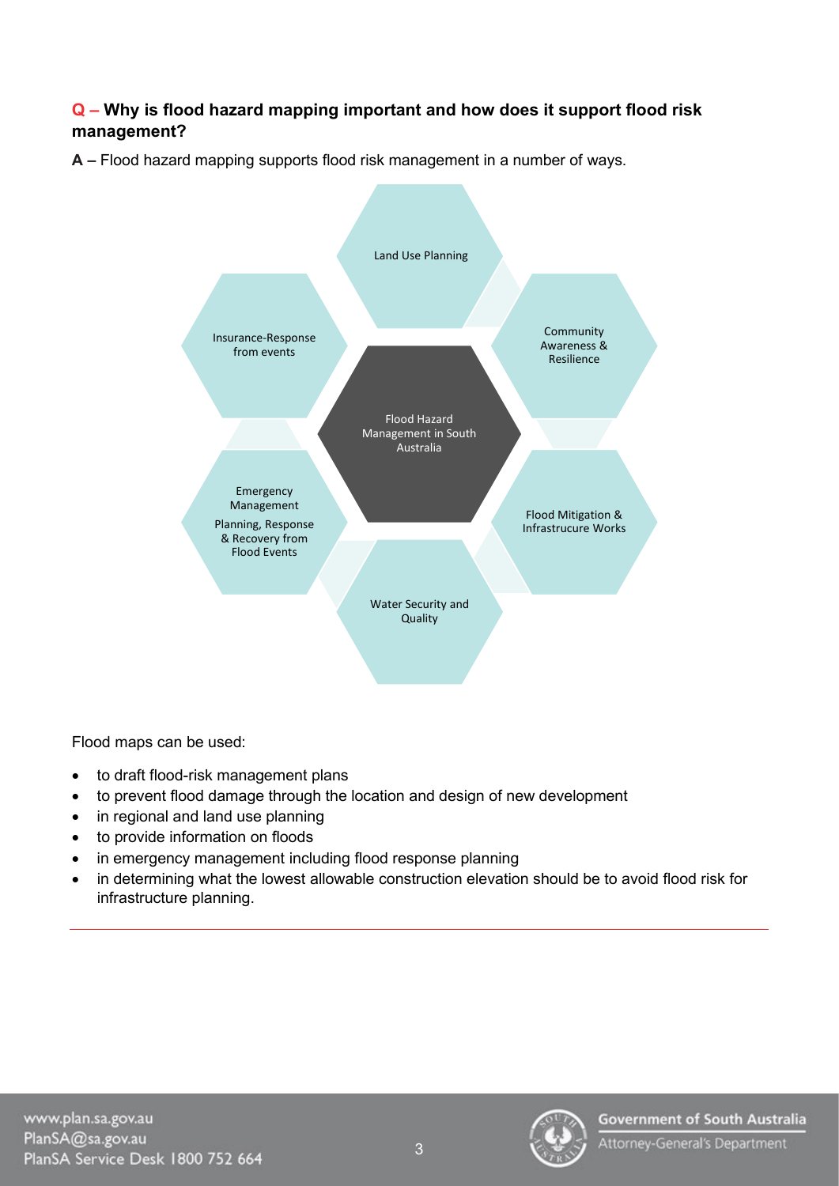**Q – Why is flood hazard mapping important and how does it support flood risk management?**

**A –** Flood hazard mapping supports flood risk management in a number of ways.

Flood Hazard Management in South Australia

- Land Use Planning
- Community Awareness & Resilience
- Flood Mitigation & Infrastrucure Works
- Water Security and Quality
- Emergency Management Planning, Response & Recovery from Flood Events
- Insurance-Response from events

Flood maps can be used:

- to draft flood-risk management plans
- to prevent flood damage through the location and design of new development
- in regional and land use planning
- to provide information on floods
- in emergency management including flood response planning
- in determining what the lowest allowable construction elevation should be to avoid flood risk for infrastructure planning.

---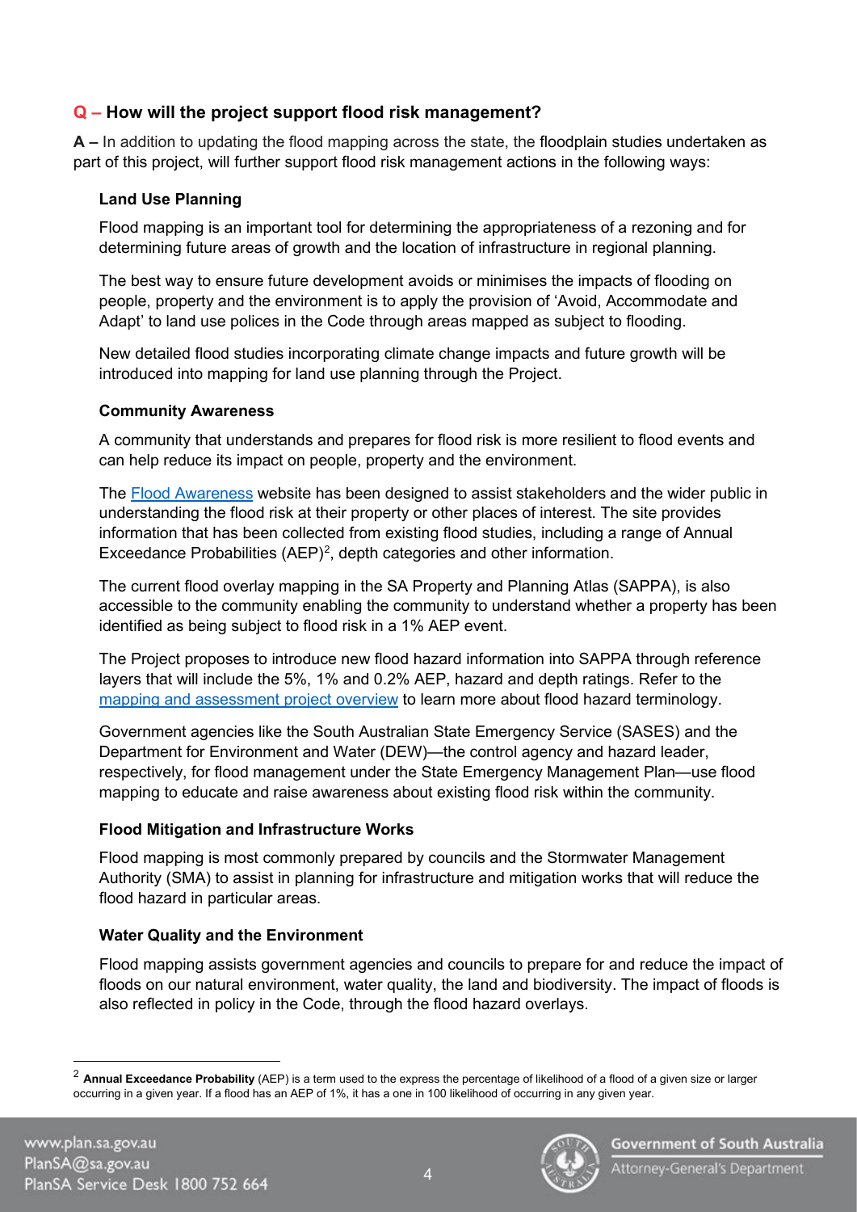## Q – How will the project support flood risk management?

**A –** In addition to updating the flood mapping across the state, the floodplain studies undertaken as part of this project, will further support flood risk management actions in the following ways:

### Land Use Planning

Flood mapping is an important tool for determining the appropriateness of a rezoning and for determining future areas of growth and the location of infrastructure in regional planning.

The best way to ensure future development avoids or minimises the impacts of flooding on people, property and the environment is to apply the provision of 'Avoid, Accommodate and Adapt' to land use polices in the Code through areas mapped as subject to flooding.

New detailed flood studies incorporating climate change impacts and future growth will be introduced into mapping for land use planning through the Project.

### Community Awareness

A community that understands and prepares for flood risk is more resilient to flood events and can help reduce its impact on people, property and the environment.

The Flood Awareness website has been designed to assist stakeholders and the wider public in understanding the flood risk at their property or other places of interest. The site provides information that has been collected from existing flood studies, including a range of Annual Exceedance Probabilities (AEP)[2], depth categories and other information.

The current flood overlay mapping in the SA Property and Planning Atlas (SAPPA), is also accessible to the community enabling the community to understand whether a property has been identified as being subject to flood risk in a 1% AEP event.

The Project proposes to introduce new flood hazard information into SAPPA through reference layers that will include the 5%, 1% and 0.2% AEP, hazard and depth ratings. Refer to the mapping and assessment project overview to learn more about flood hazard terminology.

Government agencies like the South Australian State Emergency Service (SASES) and the Department for Environment and Water (DEW)—the control agency and hazard leader, respectively, for flood management under the State Emergency Management Plan—use flood mapping to educate and raise awareness about existing flood risk within the community.

### Flood Mitigation and Infrastructure Works

Flood mapping is most commonly prepared by councils and the Stormwater Management Authority (SMA) to assist in planning for infrastructure and mitigation works that will reduce the flood hazard in particular areas.

### Water Quality and the Environment

Flood mapping assists government agencies and councils to prepare for and reduce the impact of floods on our natural environment, water quality, the land and biodiversity. The impact of floods is also reflected in policy in the Code, through the flood hazard overlays.

---

[2] **Annual Exceedance Probability** (AEP) is a term used to the express the percentage of likelihood of a flood of a given size or larger occurring in a given year. If a flood has an AEP of 1%, it has a one in 100 likelihood of occurring in any given year.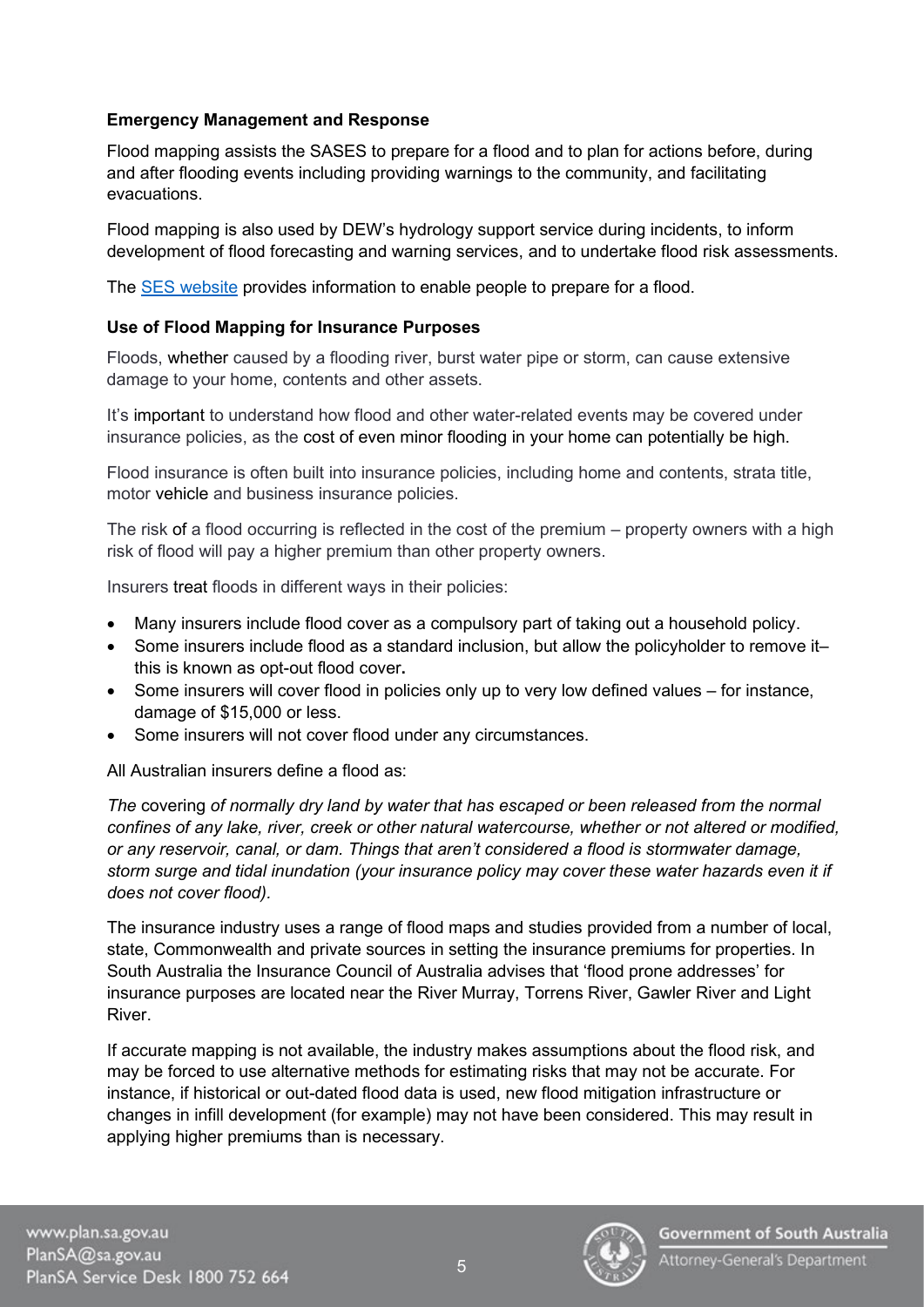**Emergency Management and Response**

Flood mapping assists the SASES to prepare for a flood and to plan for actions before, during and after flooding events including providing warnings to the community, and facilitating evacuations.

Flood mapping is also used by DEW's hydrology support service during incidents, to inform development of flood forecasting and warning services, and to undertake flood risk assessments.

The SES website provides information to enable people to prepare for a flood.

**Use of Flood Mapping for Insurance Purposes**

Floods, whether caused by a flooding river, burst water pipe or storm, can cause extensive damage to your home, contents and other assets.

It's important to understand how flood and other water-related events may be covered under insurance policies, as the cost of even minor flooding in your home can potentially be high.

Flood insurance is often built into insurance policies, including home and contents, strata title, motor vehicle and business insurance policies.

The risk of a flood occurring is reflected in the cost of the premium – property owners with a high risk of flood will pay a higher premium than other property owners.

Insurers treat floods in different ways in their policies:

- Many insurers include flood cover as a compulsory part of taking out a household policy.
- Some insurers include flood as a standard inclusion, but allow the policyholder to remove it– this is known as opt-out flood cover**.**
- Some insurers will cover flood in policies only up to very low defined values – for instance, damage of $15,000 or less.
- Some insurers will not cover flood under any circumstances.

All Australian insurers define a flood as:

*The* covering *of normally dry land by water that has escaped or been released from the normal confines of any lake, river, creek or other natural watercourse, whether or not altered or modified, or any reservoir, canal, or dam. Things that aren't considered a flood is stormwater damage, storm surge and tidal inundation (your insurance policy may cover these water hazards even it if does not cover flood).*

The insurance industry uses a range of flood maps and studies provided from a number of local, state, Commonwealth and private sources in setting the insurance premiums for properties. In South Australia the Insurance Council of Australia advises that 'flood prone addresses' for insurance purposes are located near the River Murray, Torrens River, Gawler River and Light River.

If accurate mapping is not available, the industry makes assumptions about the flood risk, and may be forced to use alternative methods for estimating risks that may not be accurate. For instance, if historical or out-dated flood data is used, new flood mitigation infrastructure or changes in infill development (for example) may not have been considered. This may result in applying higher premiums than is necessary.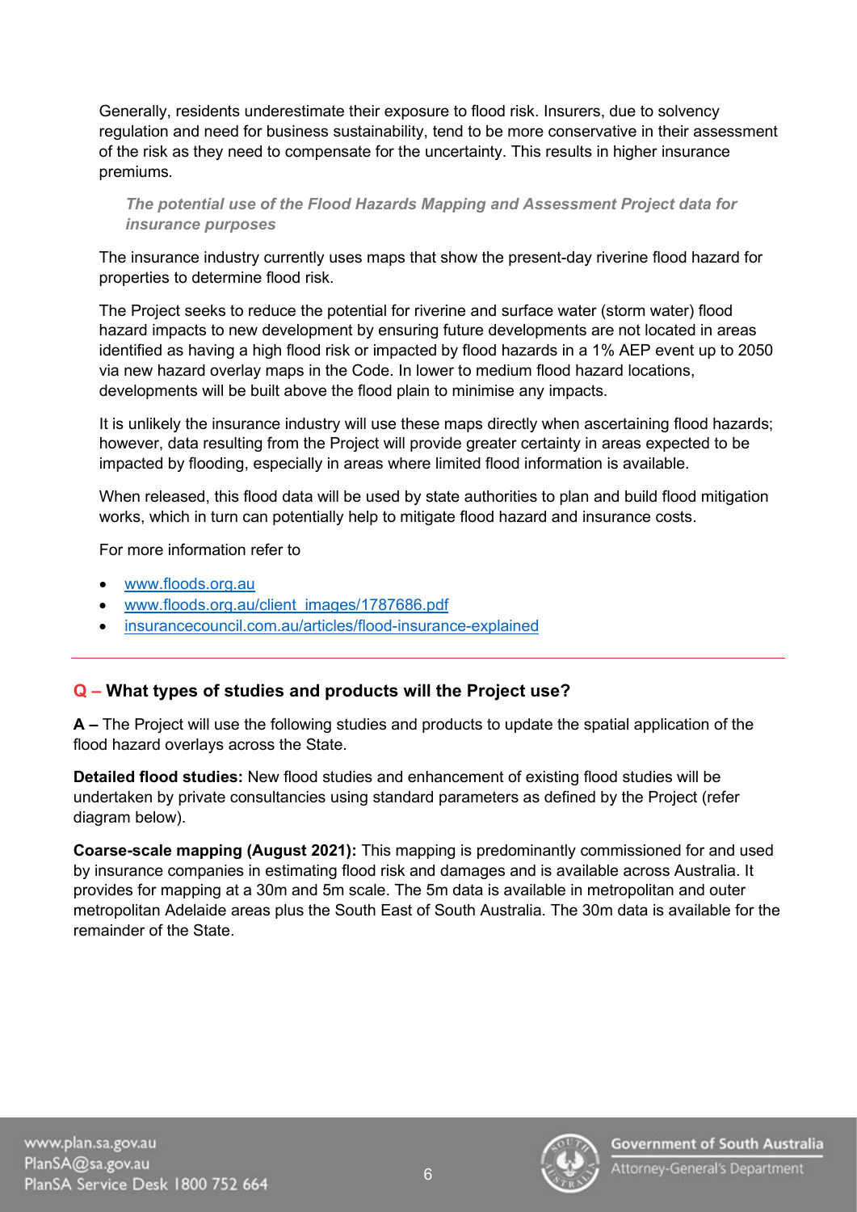Generally, residents underestimate their exposure to flood risk. Insurers, due to solvency regulation and need for business sustainability, tend to be more conservative in their assessment of the risk as they need to compensate for the uncertainty. This results in higher insurance premiums.

***The potential use of the Flood Hazards Mapping and Assessment Project data for insurance purposes***

The insurance industry currently uses maps that show the present-day riverine flood hazard for properties to determine flood risk.

The Project seeks to reduce the potential for riverine and surface water (storm water) flood hazard impacts to new development by ensuring future developments are not located in areas identified as having a high flood risk or impacted by flood hazards in a 1% AEP event up to 2050 via new hazard overlay maps in the Code. In lower to medium flood hazard locations, developments will be built above the flood plain to minimise any impacts.

It is unlikely the insurance industry will use these maps directly when ascertaining flood hazards; however, data resulting from the Project will provide greater certainty in areas expected to be impacted by flooding, especially in areas where limited flood information is available.

When released, this flood data will be used by state authorities to plan and build flood mitigation works, which in turn can potentially help to mitigate flood hazard and insurance costs.

For more information refer to

- www.floods.org.au
- www.floods.org.au/client_images/1787686.pdf
- insurancecouncil.com.au/articles/flood-insurance-explained

---

## Q – What types of studies and products will the Project use?

**A –** The Project will use the following studies and products to update the spatial application of the flood hazard overlays across the State.

**Detailed flood studies:** New flood studies and enhancement of existing flood studies will be undertaken by private consultancies using standard parameters as defined by the Project (refer diagram below).

**Coarse-scale mapping (August 2021):** This mapping is predominantly commissioned for and used by insurance companies in estimating flood risk and damages and is available across Australia. It provides for mapping at a 30m and 5m scale. The 5m data is available in metropolitan and outer metropolitan Adelaide areas plus the South East of South Australia. The 30m data is available for the remainder of the State.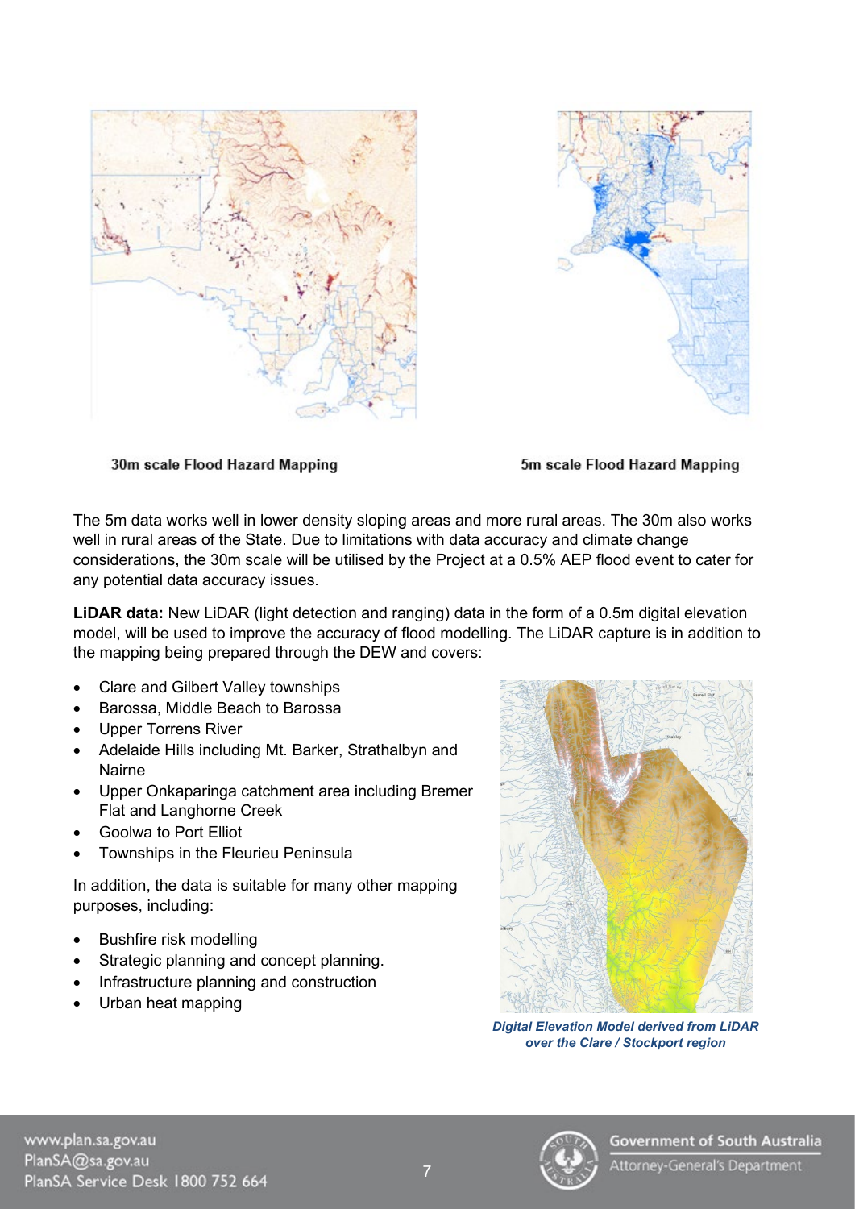30m scale Flood Hazard Mapping

5m scale Flood Hazard Mapping

The 5m data works well in lower density sloping areas and more rural areas. The 30m also works well in rural areas of the State. Due to limitations with data accuracy and climate change considerations, the 30m scale will be utilised by the Project at a 0.5% AEP flood event to cater for any potential data accuracy issues.

**LiDAR data:** New LiDAR (light detection and ranging) data in the form of a 0.5m digital elevation model, will be used to improve the accuracy of flood modelling. The LiDAR capture is in addition to the mapping being prepared through the DEW and covers:

- Clare and Gilbert Valley townships
- Barossa, Middle Beach to Barossa
- Upper Torrens River
- Adelaide Hills including Mt. Barker, Strathalbyn and Nairne
- Upper Onkaparinga catchment area including Bremer Flat and Langhorne Creek
- Goolwa to Port Elliot
- Townships in the Fleurieu Peninsula

In addition, the data is suitable for many other mapping purposes, including:

- Bushfire risk modelling
- Strategic planning and concept planning.
- Infrastructure planning and construction
- Urban heat mapping

*Digital Elevation Model derived from LiDAR over the Clare / Stockport region*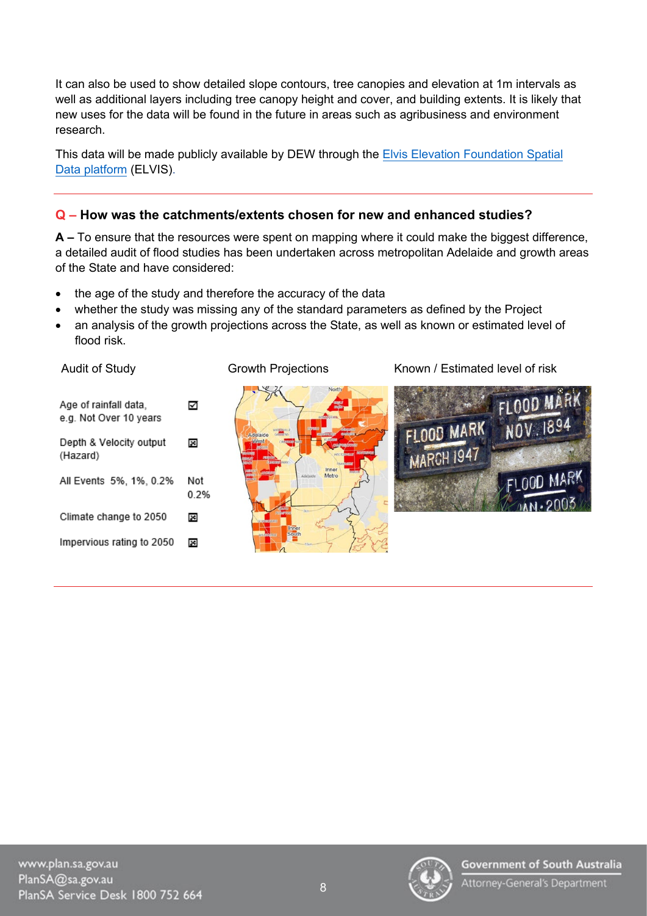It can also be used to show detailed slope contours, tree canopies and elevation at 1m intervals as well as additional layers including tree canopy height and cover, and building extents. It is likely that new uses for the data will be found in the future in areas such as agribusiness and environment research.

This data will be made publicly available by DEW through the [Elvis Elevation Foundation Spatial Data platform](#) (ELVIS).

---

**Q – How was the catchments/extents chosen for new and enhanced studies?**

**A –** To ensure that the resources were spent on mapping where it could make the biggest difference, a detailed audit of flood studies has been undertaken across metropolitan Adelaide and growth areas of the State and have considered:

- the age of the study and therefore the accuracy of the data
- whether the study was missing any of the standard parameters as defined by the Project
- an analysis of the growth projections across the State, as well as known or estimated level of flood risk.

Audit of Study | Growth Projections | Known / Estimated level of risk

| Audit of Study | |
|---|---|
| Age of rainfall data, e.g. Not Over 10 years | ☑ |
| Depth & Velocity output (Hazard) | ☒ |
| All Events 5%, 1%, 0.2% | Not 0.2% |
| Climate change to 2050 | ☒ |
| Impervious rating to 2050 | ☒ |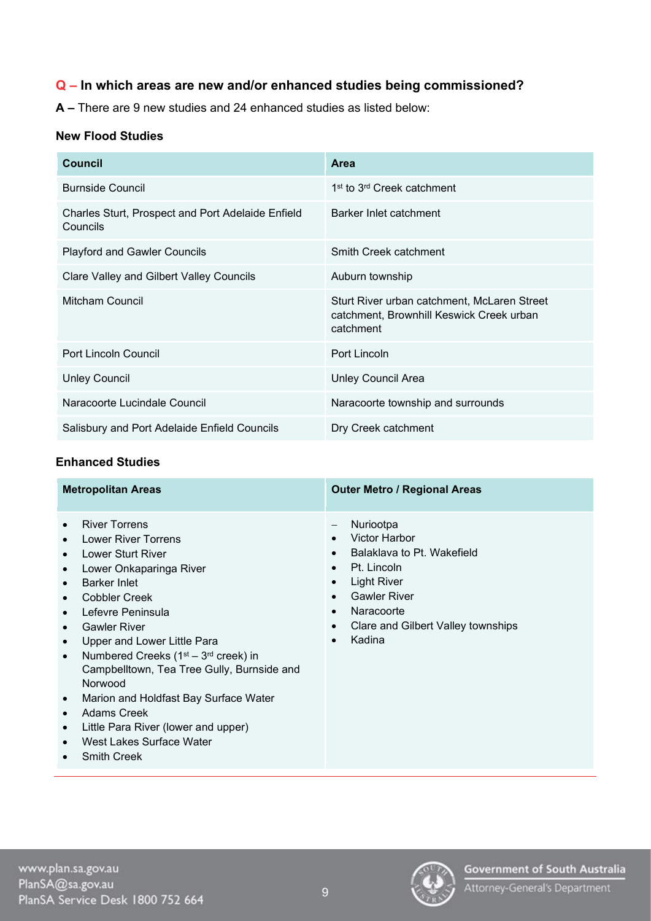**Q – In which areas are new and/or enhanced studies being commissioned?**

**A –** There are 9 new studies and 24 enhanced studies as listed below:

### New Flood Studies

| Council | Area |
| --- | --- |
| Burnside Council | 1st to 3rd Creek catchment |
| Charles Sturt, Prospect and Port Adelaide Enfield Councils | Barker Inlet catchment |
| Playford and Gawler Councils | Smith Creek catchment |
| Clare Valley and Gilbert Valley Councils | Auburn township |
| Mitcham Council | Sturt River urban catchment, McLaren Street catchment, Brownhill Keswick Creek urban catchment |
| Port Lincoln Council | Port Lincoln |
| Unley Council | Unley Council Area |
| Naracoorte Lucindale Council | Naracoorte township and surrounds |
| Salisbury and Port Adelaide Enfield Councils | Dry Creek catchment |

### Enhanced Studies

| Metropolitan Areas | Outer Metro / Regional Areas |
| --- | --- |
| • River Torrens<br>• Lower River Torrens<br>• Lower Sturt River<br>• Lower Onkaparinga River<br>• Barker Inlet<br>• Cobbler Creek<br>• Lefevre Peninsula<br>• Gawler River<br>• Upper and Lower Little Para<br>• Numbered Creeks (1st – 3rd creek) in Campbelltown, Tea Tree Gully, Burnside and Norwood<br>• Marion and Holdfast Bay Surface Water<br>• Adams Creek<br>• Little Para River (lower and upper)<br>• West Lakes Surface Water<br>• Smith Creek | – Nuriootpa<br>• Victor Harbor<br>• Balaklava to Pt. Wakefield<br>• Pt. Lincoln<br>• Light River<br>• Gawler River<br>• Naracoorte<br>• Clare and Gilbert Valley townships<br>• Kadina |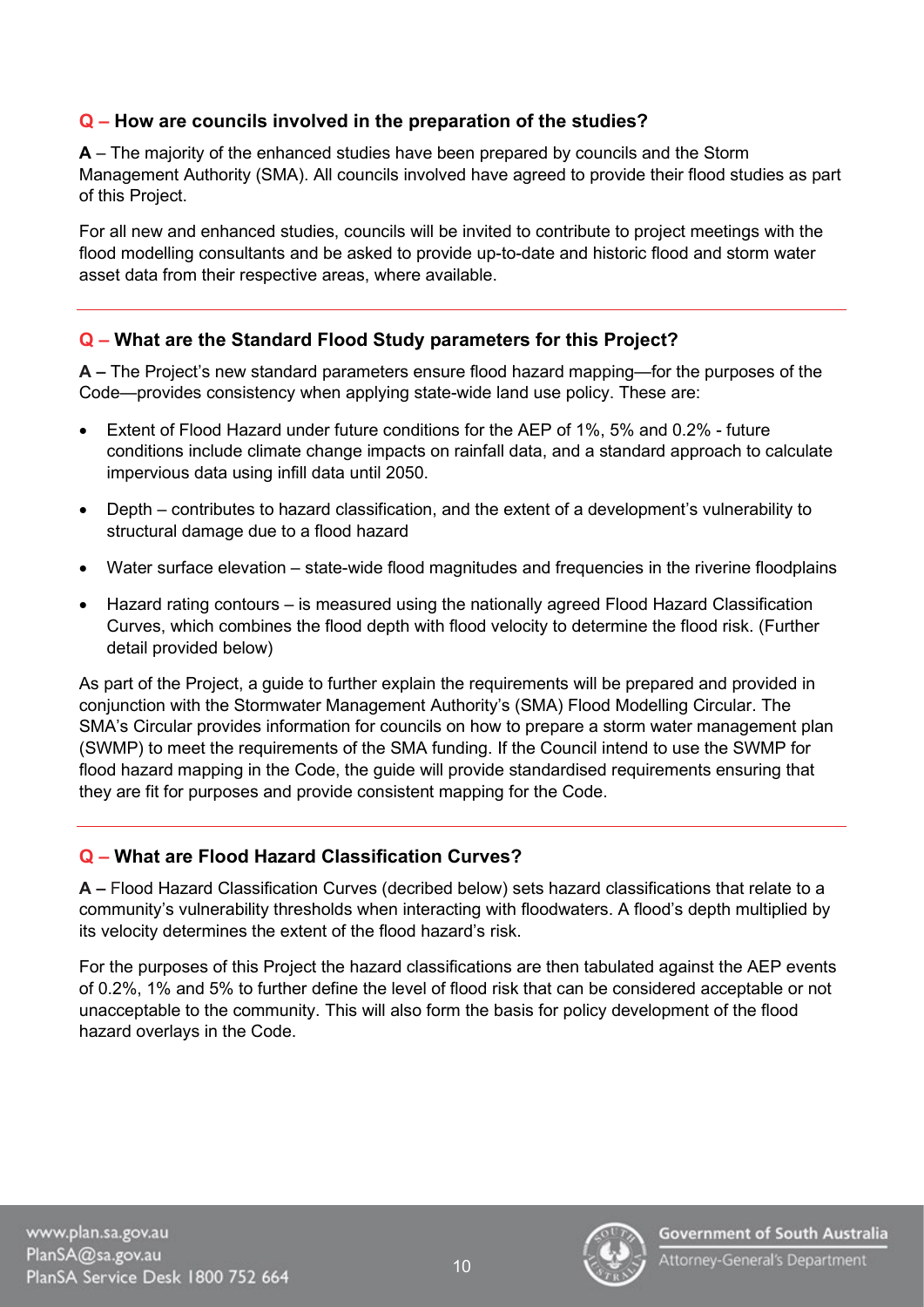**Q – How are councils involved in the preparation of the studies?**

**A** – The majority of the enhanced studies have been prepared by councils and the Storm Management Authority (SMA). All councils involved have agreed to provide their flood studies as part of this Project.

For all new and enhanced studies, councils will be invited to contribute to project meetings with the flood modelling consultants and be asked to provide up-to-date and historic flood and storm water asset data from their respective areas, where available.

---

**Q – What are the Standard Flood Study parameters for this Project?**

**A –** The Project's new standard parameters ensure flood hazard mapping—for the purposes of the Code—provides consistency when applying state-wide land use policy. These are:

- Extent of Flood Hazard under future conditions for the AEP of 1%, 5% and 0.2% - future conditions include climate change impacts on rainfall data, and a standard approach to calculate impervious data using infill data until 2050.
- Depth – contributes to hazard classification, and the extent of a development's vulnerability to structural damage due to a flood hazard
- Water surface elevation – state-wide flood magnitudes and frequencies in the riverine floodplains
- Hazard rating contours – is measured using the nationally agreed Flood Hazard Classification Curves, which combines the flood depth with flood velocity to determine the flood risk. (Further detail provided below)

As part of the Project, a guide to further explain the requirements will be prepared and provided in conjunction with the Stormwater Management Authority's (SMA) Flood Modelling Circular. The SMA's Circular provides information for councils on how to prepare a storm water management plan (SWMP) to meet the requirements of the SMA funding. If the Council intend to use the SWMP for flood hazard mapping in the Code, the guide will provide standardised requirements ensuring that they are fit for purposes and provide consistent mapping for the Code.

---

**Q – What are Flood Hazard Classification Curves?**

**A –** Flood Hazard Classification Curves (decribed below) sets hazard classifications that relate to a community's vulnerability thresholds when interacting with floodwaters. A flood's depth multiplied by its velocity determines the extent of the flood hazard's risk.

For the purposes of this Project the hazard classifications are then tabulated against the AEP events of 0.2%, 1% and 5% to further define the level of flood risk that can be considered acceptable or not unacceptable to the community. This will also form the basis for policy development of the flood hazard overlays in the Code.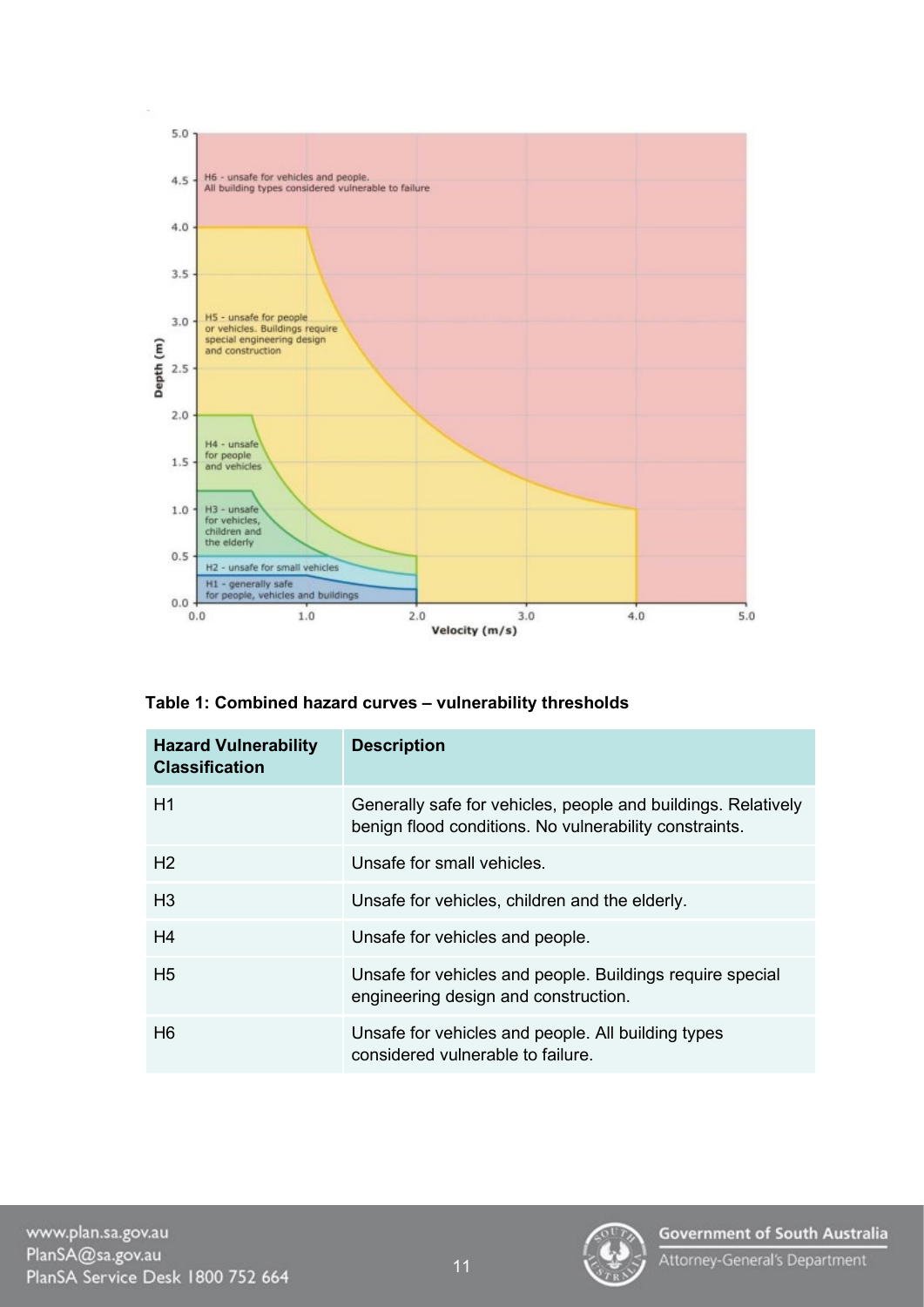**Table 1: Combined hazard curves – vulnerability thresholds**

| Hazard Vulnerability Classification | Description |
| --- | --- |
| H1 | Generally safe for vehicles, people and buildings. Relatively benign flood conditions. No vulnerability constraints. |
| H2 | Unsafe for small vehicles. |
| H3 | Unsafe for vehicles, children and the elderly. |
| H4 | Unsafe for vehicles and people. |
| H5 | Unsafe for vehicles and people. Buildings require special engineering design and construction. |
| H6 | Unsafe for vehicles and people. All building types considered vulnerable to failure. |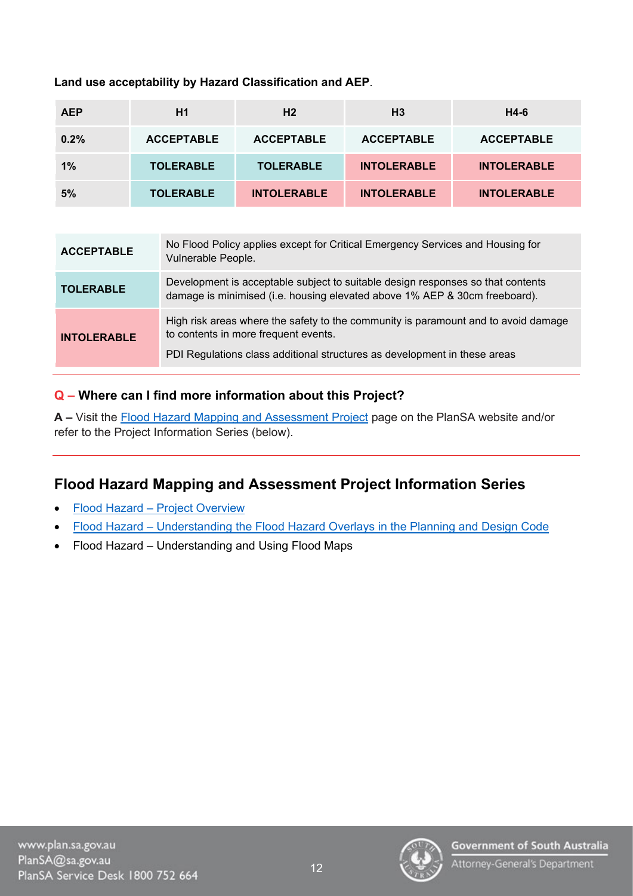**Land use acceptability by Hazard Classification and AEP**.

| AEP | H1 | H2 | H3 | H4-6 |
|---|---|---|---|---|
| 0.2% | ACCEPTABLE | ACCEPTABLE | ACCEPTABLE | ACCEPTABLE |
| 1% | TOLERABLE | TOLERABLE | INTOLERABLE | INTOLERABLE |
| 5% | TOLERABLE | INTOLERABLE | INTOLERABLE | INTOLERABLE |

| | |
|---|---|
| **ACCEPTABLE** | No Flood Policy applies except for Critical Emergency Services and Housing for Vulnerable People. |
| **TOLERABLE** | Development is acceptable subject to suitable design responses so that contents damage is minimised (i.e. housing elevated above 1% AEP & 30cm freeboard). |
| **INTOLERABLE** | High risk areas where the safety to the community is paramount and to avoid damage to contents in more frequent events.<br>PDI Regulations class additional structures as development in these areas |

**Q – Where can I find more information about this Project?**

**A –** Visit the Flood Hazard Mapping and Assessment Project page on the PlanSA website and/or refer to the Project Information Series (below).

## Flood Hazard Mapping and Assessment Project Information Series

- Flood Hazard – Project Overview
- Flood Hazard – Understanding the Flood Hazard Overlays in the Planning and Design Code
- Flood Hazard – Understanding and Using Flood Maps